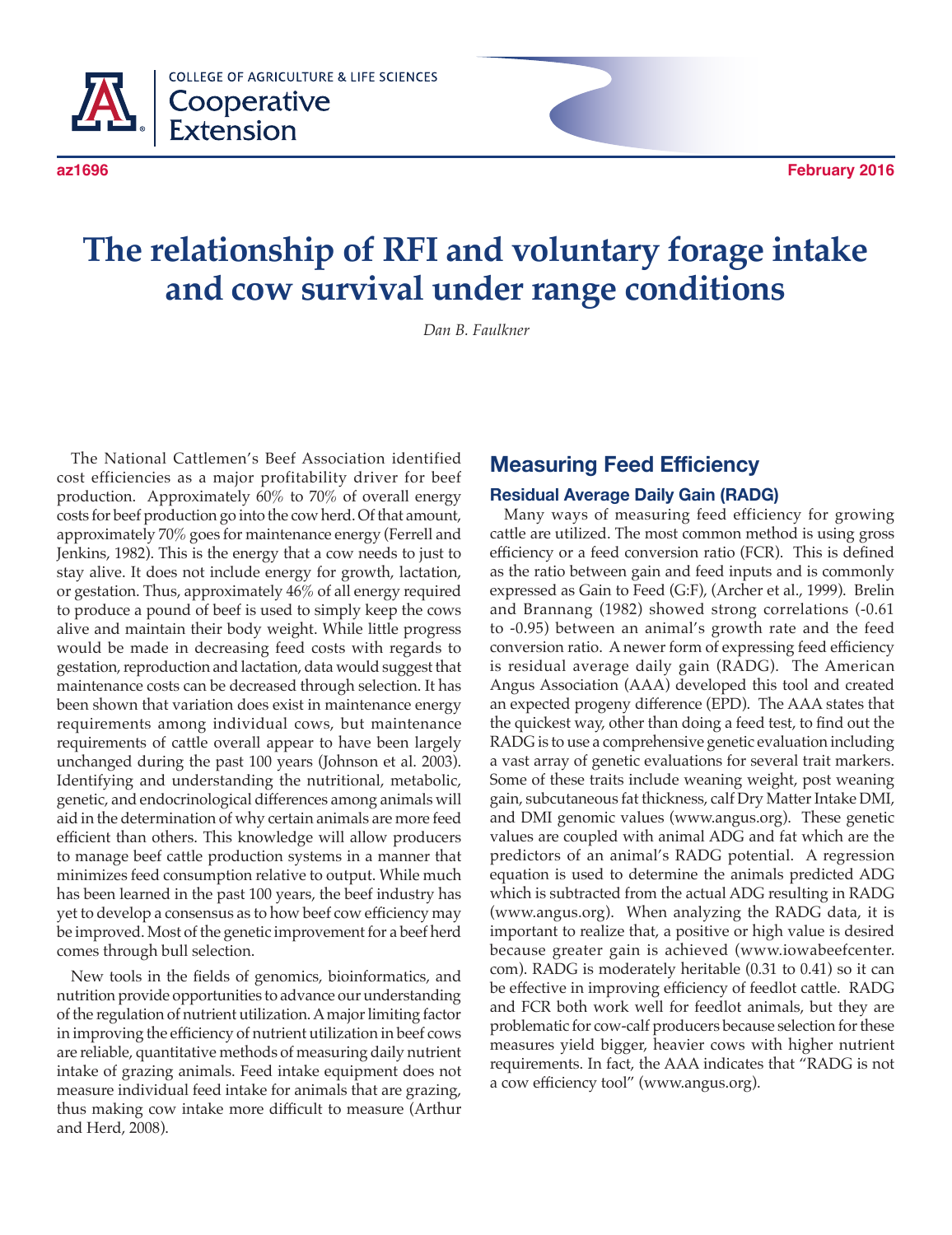COLLEGE OF AGRICULTURE & LIFE SCIENCES
Cooperative Extension

az1696 February 2016

# The relationship of RFI and voluntary forage intake and cow survival under range conditions

*Dan B. Faulkner*

The National Cattlemen's Beef Association identified cost efficiencies as a major profitability driver for beef production. Approximately 60% to 70% of overall energy costs for beef production go into the cow herd. Of that amount, approximately 70% goes for maintenance energy (Ferrell and Jenkins, 1982). This is the energy that a cow needs to just to stay alive. It does not include energy for growth, lactation, or gestation. Thus, approximately 46% of all energy required to produce a pound of beef is used to simply keep the cows alive and maintain their body weight. While little progress would be made in decreasing feed costs with regards to gestation, reproduction and lactation, data would suggest that maintenance costs can be decreased through selection. It has been shown that variation does exist in maintenance energy requirements among individual cows, but maintenance requirements of cattle overall appear to have been largely unchanged during the past 100 years (Johnson et al. 2003). Identifying and understanding the nutritional, metabolic, genetic, and endocrinological differences among animals will aid in the determination of why certain animals are more feed efficient than others. This knowledge will allow producers to manage beef cattle production systems in a manner that minimizes feed consumption relative to output. While much has been learned in the past 100 years, the beef industry has yet to develop a consensus as to how beef cow efficiency may be improved. Most of the genetic improvement for a beef herd comes through bull selection.

New tools in the fields of genomics, bioinformatics, and nutrition provide opportunities to advance our understanding of the regulation of nutrient utilization. A major limiting factor in improving the efficiency of nutrient utilization in beef cows are reliable, quantitative methods of measuring daily nutrient intake of grazing animals. Feed intake equipment does not measure individual feed intake for animals that are grazing, thus making cow intake more difficult to measure (Arthur and Herd, 2008).

## Measuring Feed Efficiency

### Residual Average Daily Gain (RADG)

Many ways of measuring feed efficiency for growing cattle are utilized. The most common method is using gross efficiency or a feed conversion ratio (FCR). This is defined as the ratio between gain and feed inputs and is commonly expressed as Gain to Feed (G:F), (Archer et al., 1999). Brelin and Brannang (1982) showed strong correlations (-0.61 to -0.95) between an animal's growth rate and the feed conversion ratio. A newer form of expressing feed efficiency is residual average daily gain (RADG). The American Angus Association (AAA) developed this tool and created an expected progeny difference (EPD). The AAA states that the quickest way, other than doing a feed test, to find out the RADG is to use a comprehensive genetic evaluation including a vast array of genetic evaluations for several trait markers. Some of these traits include weaning weight, post weaning gain, subcutaneous fat thickness, calf Dry Matter Intake DMI, and DMI genomic values (www.angus.org). These genetic values are coupled with animal ADG and fat which are the predictors of an animal's RADG potential. A regression equation is used to determine the animals predicted ADG which is subtracted from the actual ADG resulting in RADG (www.angus.org). When analyzing the RADG data, it is important to realize that, a positive or high value is desired because greater gain is achieved (www.iowabeefcenter.com). RADG is moderately heritable (0.31 to 0.41) so it can be effective in improving efficiency of feedlot cattle. RADG and FCR both work well for feedlot animals, but they are problematic for cow-calf producers because selection for these measures yield bigger, heavier cows with higher nutrient requirements. In fact, the AAA indicates that "RADG is not a cow efficiency tool" (www.angus.org).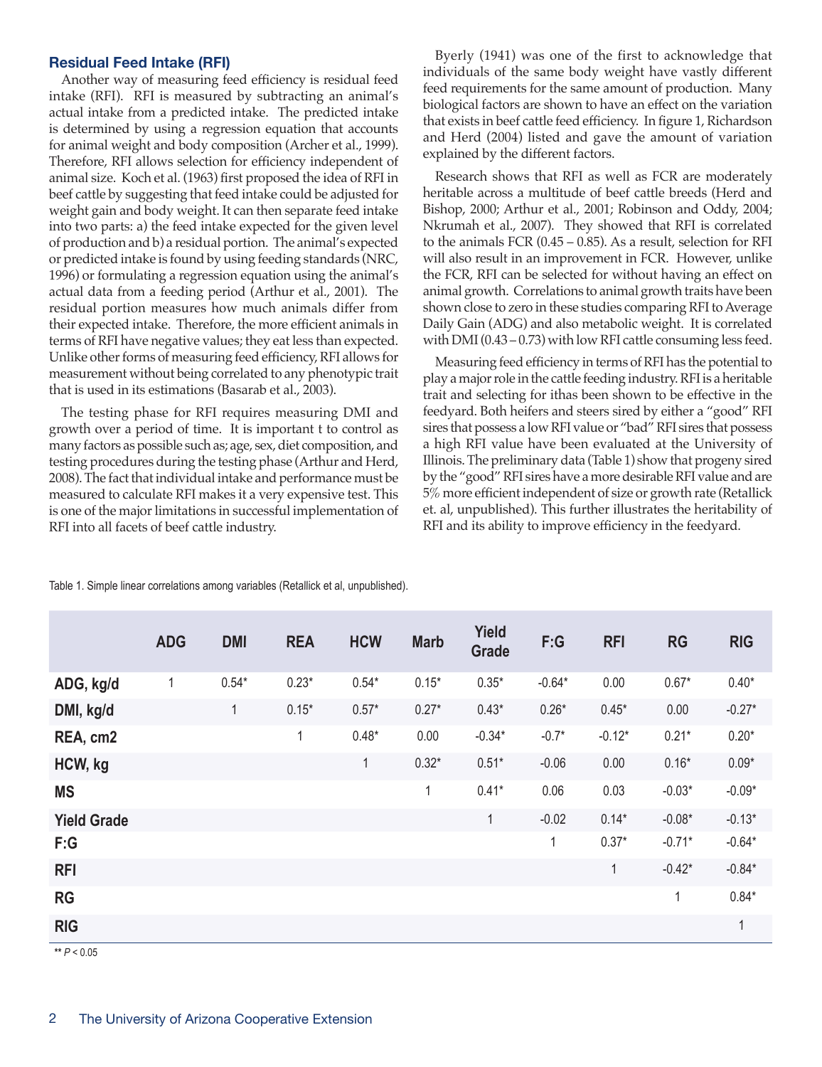### Residual Feed Intake (RFI)

Another way of measuring feed efficiency is residual feed intake (RFI). RFI is measured by subtracting an animal's actual intake from a predicted intake. The predicted intake is determined by using a regression equation that accounts for animal weight and body composition (Archer et al., 1999). Therefore, RFI allows selection for efficiency independent of animal size. Koch et al. (1963) first proposed the idea of RFI in beef cattle by suggesting that feed intake could be adjusted for weight gain and body weight. It can then separate feed intake into two parts: a) the feed intake expected for the given level of production and b) a residual portion. The animal's expected or predicted intake is found by using feeding standards (NRC, 1996) or formulating a regression equation using the animal's actual data from a feeding period (Arthur et al., 2001). The residual portion measures how much animals differ from their expected intake. Therefore, the more efficient animals in terms of RFI have negative values; they eat less than expected. Unlike other forms of measuring feed efficiency, RFI allows for measurement without being correlated to any phenotypic trait that is used in its estimations (Basarab et al., 2003).

The testing phase for RFI requires measuring DMI and growth over a period of time. It is important t to control as many factors as possible such as; age, sex, diet composition, and testing procedures during the testing phase (Arthur and Herd, 2008). The fact that individual intake and performance must be measured to calculate RFI makes it a very expensive test. This is one of the major limitations in successful implementation of RFI into all facets of beef cattle industry.

Byerly (1941) was one of the first to acknowledge that individuals of the same body weight have vastly different feed requirements for the same amount of production. Many biological factors are shown to have an effect on the variation that exists in beef cattle feed efficiency. In figure 1, Richardson and Herd (2004) listed and gave the amount of variation explained by the different factors.

Research shows that RFI as well as FCR are moderately heritable across a multitude of beef cattle breeds (Herd and Bishop, 2000; Arthur et al., 2001; Robinson and Oddy, 2004; Nkrumah et al., 2007). They showed that RFI is correlated to the animals FCR (0.45 – 0.85). As a result, selection for RFI will also result in an improvement in FCR. However, unlike the FCR, RFI can be selected for without having an effect on animal growth. Correlations to animal growth traits have been shown close to zero in these studies comparing RFI to Average Daily Gain (ADG) and also metabolic weight. It is correlated with DMI (0.43 – 0.73) with low RFI cattle consuming less feed.

Measuring feed efficiency in terms of RFI has the potential to play a major role in the cattle feeding industry. RFI is a heritable trait and selecting for ithas been shown to be effective in the feedyard. Both heifers and steers sired by either a "good" RFI sires that possess a low RFI value or "bad" RFI sires that possess a high RFI value have been evaluated at the University of Illinois. The preliminary data (Table 1) show that progeny sired by the "good" RFI sires have a more desirable RFI value and are 5% more efficient independent of size or growth rate (Retallick et. al, unpublished). This further illustrates the heritability of RFI and its ability to improve efficiency in the feedyard.

Table 1. Simple linear correlations among variables (Retallick et al, unpublished).

| | ADG | DMI | REA | HCW | Marb | Yield Grade | F:G | RFI | RG | RIG |
|---|---|---|---|---|---|---|---|---|---|---|
| **ADG, kg/d** | 1 | 0.54* | 0.23* | 0.54* | 0.15* | 0.35* | -0.64* | 0.00 | 0.67* | 0.40* |
| **DMI, kg/d** | | 1 | 0.15* | 0.57* | 0.27* | 0.43* | 0.26* | 0.45* | 0.00 | -0.27* |
| **REA, cm2** | | | 1 | 0.48* | 0.00 | -0.34* | -0.7* | -0.12* | 0.21* | 0.20* |
| **HCW, kg** | | | | 1 | 0.32* | 0.51* | -0.06 | 0.00 | 0.16* | 0.09* |
| **MS** | | | | | 1 | 0.41* | 0.06 | 0.03 | -0.03* | -0.09* |
| **Yield Grade** | | | | | | 1 | -0.02 | 0.14* | -0.08* | -0.13* |
| **F:G** | | | | | | | 1 | 0.37* | -0.71* | -0.64* |
| **RFI** | | | | | | | | 1 | -0.42* | -0.84* |
| **RG** | | | | | | | | | 1 | 0.84* |
| **RIG** | | | | | | | | | | 1 |

** $P < 0.05$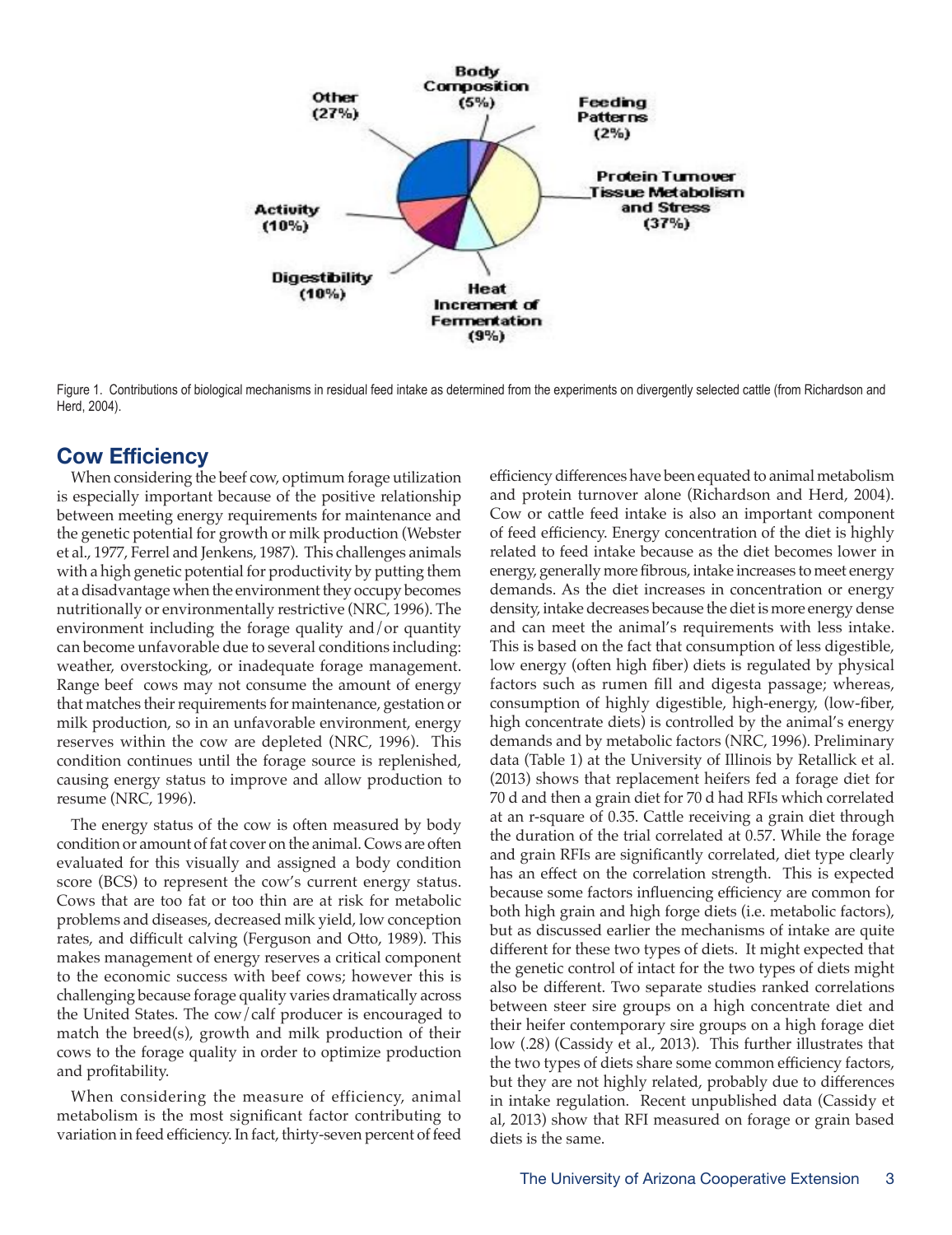Figure 1. Contributions of biological mechanisms in residual feed intake as determined from the experiments on divergently selected cattle (from Richardson and Herd, 2004).

## Cow Efficiency

When considering the beef cow, optimum forage utilization is especially important because of the positive relationship between meeting energy requirements for maintenance and the genetic potential for growth or milk production (Webster et al., 1977, Ferrel and Jenkens, 1987). This challenges animals with a high genetic potential for productivity by putting them at a disadvantage when the environment they occupy becomes nutritionally or environmentally restrictive (NRC, 1996). The environment including the forage quality and/or quantity can become unfavorable due to several conditions including: weather, overstocking, or inadequate forage management. Range beef cows may not consume the amount of energy that matches their requirements for maintenance, gestation or milk production, so in an unfavorable environment, energy reserves within the cow are depleted (NRC, 1996). This condition continues until the forage source is replenished, causing energy status to improve and allow production to resume (NRC, 1996).

The energy status of the cow is often measured by body condition or amount of fat cover on the animal. Cows are often evaluated for this visually and assigned a body condition score (BCS) to represent the cow's current energy status. Cows that are too fat or too thin are at risk for metabolic problems and diseases, decreased milk yield, low conception rates, and difficult calving (Ferguson and Otto, 1989). This makes management of energy reserves a critical component to the economic success with beef cows; however this is challenging because forage quality varies dramatically across the United States. The cow/calf producer is encouraged to match the breed(s), growth and milk production of their cows to the forage quality in order to optimize production and profitability.

When considering the measure of efficiency, animal metabolism is the most significant factor contributing to variation in feed efficiency. In fact, thirty-seven percent of feed efficiency differences have been equated to animal metabolism and protein turnover alone (Richardson and Herd, 2004). Cow or cattle feed intake is also an important component of feed efficiency. Energy concentration of the diet is highly related to feed intake because as the diet becomes lower in energy, generally more fibrous, intake increases to meet energy demands. As the diet increases in concentration or energy density, intake decreases because the diet is more energy dense and can meet the animal's requirements with less intake. This is based on the fact that consumption of less digestible, low energy (often high fiber) diets is regulated by physical factors such as rumen fill and digesta passage; whereas, consumption of highly digestible, high-energy, (low-fiber, high concentrate diets) is controlled by the animal's energy demands and by metabolic factors (NRC, 1996). Preliminary data (Table 1) at the University of Illinois by Retallick et al. (2013) shows that replacement heifers fed a forage diet for 70 d and then a grain diet for 70 d had RFIs which correlated at an r-square of 0.35. Cattle receiving a grain diet through the duration of the trial correlated at 0.57. While the forage and grain RFIs are significantly correlated, diet type clearly has an effect on the correlation strength. This is expected because some factors influencing efficiency are common for both high grain and high forge diets (i.e. metabolic factors), but as discussed earlier the mechanisms of intake are quite different for these two types of diets. It might expected that the genetic control of intact for the two types of diets might also be different. Two separate studies ranked correlations between steer sire groups on a high concentrate diet and their heifer contemporary sire groups on a high forage diet low (.28) (Cassidy et al., 2013). This further illustrates that the two types of diets share some common efficiency factors, but they are not highly related, probably due to differences in intake regulation. Recent unpublished data (Cassidy et al, 2013) show that RFI measured on forage or grain based diets is the same.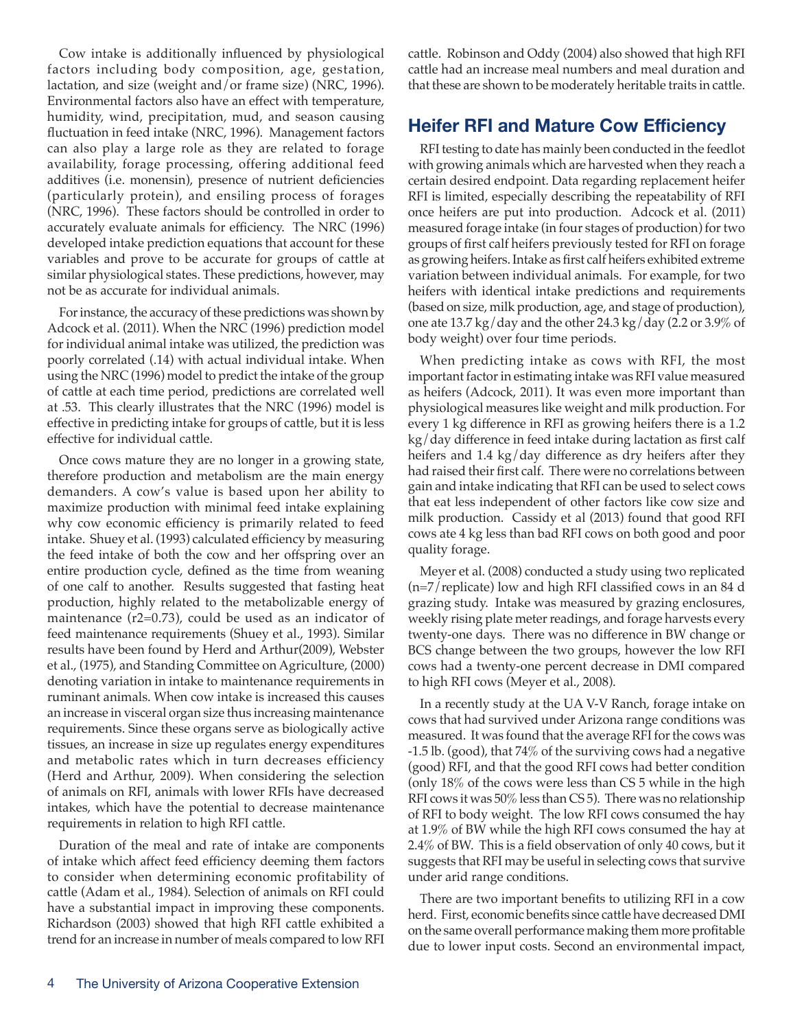Cow intake is additionally influenced by physiological factors including body composition, age, gestation, lactation, and size (weight and/or frame size) (NRC, 1996). Environmental factors also have an effect with temperature, humidity, wind, precipitation, mud, and season causing fluctuation in feed intake (NRC, 1996). Management factors can also play a large role as they are related to forage availability, forage processing, offering additional feed additives (i.e. monensin), presence of nutrient deficiencies (particularly protein), and ensiling process of forages (NRC, 1996). These factors should be controlled in order to accurately evaluate animals for efficiency. The NRC (1996) developed intake prediction equations that account for these variables and prove to be accurate for groups of cattle at similar physiological states. These predictions, however, may not be as accurate for individual animals.

For instance, the accuracy of these predictions was shown by Adcock et al. (2011). When the NRC (1996) prediction model for individual animal intake was utilized, the prediction was poorly correlated (.14) with actual individual intake. When using the NRC (1996) model to predict the intake of the group of cattle at each time period, predictions are correlated well at .53. This clearly illustrates that the NRC (1996) model is effective in predicting intake for groups of cattle, but it is less effective for individual cattle.

Once cows mature they are no longer in a growing state, therefore production and metabolism are the main energy demanders. A cow's value is based upon her ability to maximize production with minimal feed intake explaining why cow economic efficiency is primarily related to feed intake. Shuey et al. (1993) calculated efficiency by measuring the feed intake of both the cow and her offspring over an entire production cycle, defined as the time from weaning of one calf to another. Results suggested that fasting heat production, highly related to the metabolizable energy of maintenance ($r2=0.73$), could be used as an indicator of feed maintenance requirements (Shuey et al., 1993). Similar results have been found by Herd and Arthur(2009), Webster et al., (1975), and Standing Committee on Agriculture, (2000) denoting variation in intake to maintenance requirements in ruminant animals. When cow intake is increased this causes an increase in visceral organ size thus increasing maintenance requirements. Since these organs serve as biologically active tissues, an increase in size up regulates energy expenditures and metabolic rates which in turn decreases efficiency (Herd and Arthur, 2009). When considering the selection of animals on RFI, animals with lower RFIs have decreased intakes, which have the potential to decrease maintenance requirements in relation to high RFI cattle.

Duration of the meal and rate of intake are components of intake which affect feed efficiency deeming them factors to consider when determining economic profitability of cattle (Adam et al., 1984). Selection of animals on RFI could have a substantial impact in improving these components. Richardson (2003) showed that high RFI cattle exhibited a trend for an increase in number of meals compared to low RFI cattle. Robinson and Oddy (2004) also showed that high RFI cattle had an increase meal numbers and meal duration and that these are shown to be moderately heritable traits in cattle.

## Heifer RFI and Mature Cow Efficiency

RFI testing to date has mainly been conducted in the feedlot with growing animals which are harvested when they reach a certain desired endpoint. Data regarding replacement heifer RFI is limited, especially describing the repeatability of RFI once heifers are put into production. Adcock et al. (2011) measured forage intake (in four stages of production) for two groups of first calf heifers previously tested for RFI on forage as growing heifers. Intake as first calf heifers exhibited extreme variation between individual animals. For example, for two heifers with identical intake predictions and requirements (based on size, milk production, age, and stage of production), one ate 13.7 kg/day and the other 24.3 kg/day (2.2 or 3.9% of body weight) over four time periods.

When predicting intake as cows with RFI, the most important factor in estimating intake was RFI value measured as heifers (Adcock, 2011). It was even more important than physiological measures like weight and milk production. For every 1 kg difference in RFI as growing heifers there is a 1.2 kg/day difference in feed intake during lactation as first calf heifers and 1.4 kg/day difference as dry heifers after they had raised their first calf. There were no correlations between gain and intake indicating that RFI can be used to select cows that eat less independent of other factors like cow size and milk production. Cassidy et al (2013) found that good RFI cows ate 4 kg less than bad RFI cows on both good and poor quality forage.

Meyer et al. (2008) conducted a study using two replicated (n=7/replicate) low and high RFI classified cows in an 84 d grazing study. Intake was measured by grazing enclosures, weekly rising plate meter readings, and forage harvests every twenty-one days. There was no difference in BW change or BCS change between the two groups, however the low RFI cows had a twenty-one percent decrease in DMI compared to high RFI cows (Meyer et al., 2008).

In a recently study at the UA V-V Ranch, forage intake on cows that had survived under Arizona range conditions was measured. It was found that the average RFI for the cows was -1.5 lb. (good), that 74% of the surviving cows had a negative (good) RFI, and that the good RFI cows had better condition (only 18% of the cows were less than CS 5 while in the high RFI cows it was 50% less than CS 5). There was no relationship of RFI to body weight. The low RFI cows consumed the hay at 1.9% of BW while the high RFI cows consumed the hay at 2.4% of BW. This is a field observation of only 40 cows, but it suggests that RFI may be useful in selecting cows that survive under arid range conditions.

There are two important benefits to utilizing RFI in a cow herd. First, economic benefits since cattle have decreased DMI on the same overall performance making them more profitable due to lower input costs. Second an environmental impact,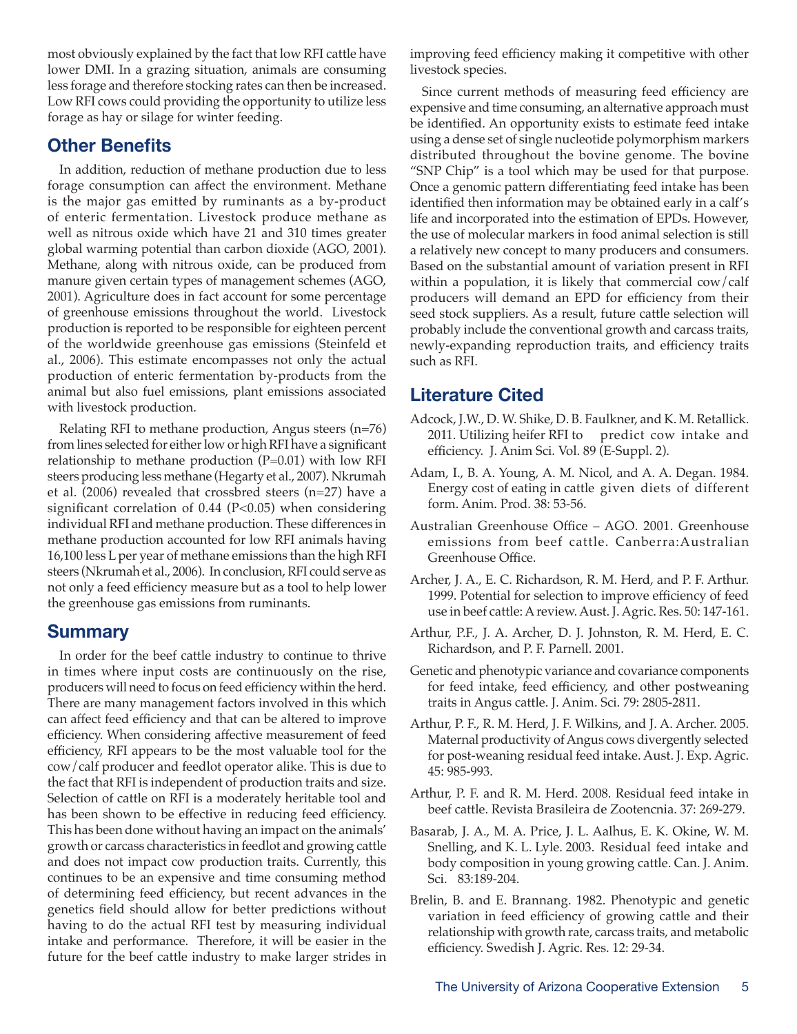most obviously explained by the fact that low RFI cattle have lower DMI. In a grazing situation, animals are consuming less forage and therefore stocking rates can then be increased. Low RFI cows could providing the opportunity to utilize less forage as hay or silage for winter feeding.

## Other Benefits

In addition, reduction of methane production due to less forage consumption can affect the environment. Methane is the major gas emitted by ruminants as a by-product of enteric fermentation. Livestock produce methane as well as nitrous oxide which have 21 and 310 times greater global warming potential than carbon dioxide (AGO, 2001). Methane, along with nitrous oxide, can be produced from manure given certain types of management schemes (AGO, 2001). Agriculture does in fact account for some percentage of greenhouse emissions throughout the world. Livestock production is reported to be responsible for eighteen percent of the worldwide greenhouse gas emissions (Steinfeld et al., 2006). This estimate encompasses not only the actual production of enteric fermentation by-products from the animal but also fuel emissions, plant emissions associated with livestock production.

Relating RFI to methane production, Angus steers (n=76) from lines selected for either low or high RFI have a significant relationship to methane production (P=0.01) with low RFI steers producing less methane (Hegarty et al., 2007). Nkrumah et al. (2006) revealed that crossbred steers (n=27) have a significant correlation of 0.44 (P<0.05) when considering individual RFI and methane production. These differences in methane production accounted for low RFI animals having 16,100 less L per year of methane emissions than the high RFI steers (Nkrumah et al., 2006). In conclusion, RFI could serve as not only a feed efficiency measure but as a tool to help lower the greenhouse gas emissions from ruminants.

## Summary

In order for the beef cattle industry to continue to thrive in times where input costs are continuously on the rise, producers will need to focus on feed efficiency within the herd. There are many management factors involved in this which can affect feed efficiency and that can be altered to improve efficiency. When considering affective measurement of feed efficiency, RFI appears to be the most valuable tool for the cow/calf producer and feedlot operator alike. This is due to the fact that RFI is independent of production traits and size. Selection of cattle on RFI is a moderately heritable tool and has been shown to be effective in reducing feed efficiency. This has been done without having an impact on the animals' growth or carcass characteristics in feedlot and growing cattle and does not impact cow production traits. Currently, this continues to be an expensive and time consuming method of determining feed efficiency, but recent advances in the genetics field should allow for better predictions without having to do the actual RFI test by measuring individual intake and performance. Therefore, it will be easier in the future for the beef cattle industry to make larger strides in improving feed efficiency making it competitive with other livestock species.

Since current methods of measuring feed efficiency are expensive and time consuming, an alternative approach must be identified. An opportunity exists to estimate feed intake using a dense set of single nucleotide polymorphism markers distributed throughout the bovine genome. The bovine "SNP Chip" is a tool which may be used for that purpose. Once a genomic pattern differentiating feed intake has been identified then information may be obtained early in a calf's life and incorporated into the estimation of EPDs. However, the use of molecular markers in food animal selection is still a relatively new concept to many producers and consumers. Based on the substantial amount of variation present in RFI within a population, it is likely that commercial cow/calf producers will demand an EPD for efficiency from their seed stock suppliers. As a result, future cattle selection will probably include the conventional growth and carcass traits, newly-expanding reproduction traits, and efficiency traits such as RFI.

## Literature Cited

Adcock, J.W., D. W. Shike, D. B. Faulkner, and K. M. Retallick. 2011. Utilizing heifer RFI to predict cow intake and efficiency. J. Anim Sci. Vol. 89 (E-Suppl. 2).

Adam, I., B. A. Young, A. M. Nicol, and A. A. Degan. 1984. Energy cost of eating in cattle given diets of different form. Anim. Prod. 38: 53-56.

Australian Greenhouse Office – AGO. 2001. Greenhouse emissions from beef cattle. Canberra:Australian Greenhouse Office.

Archer, J. A., E. C. Richardson, R. M. Herd, and P. F. Arthur. 1999. Potential for selection to improve efficiency of feed use in beef cattle: A review. Aust. J. Agric. Res. 50: 147-161.

Arthur, P.F., J. A. Archer, D. J. Johnston, R. M. Herd, E. C. Richardson, and P. F. Parnell. 2001.

Genetic and phenotypic variance and covariance components for feed intake, feed efficiency, and other postweaning traits in Angus cattle. J. Anim. Sci. 79: 2805-2811.

Arthur, P. F., R. M. Herd, J. F. Wilkins, and J. A. Archer. 2005. Maternal productivity of Angus cows divergently selected for post-weaning residual feed intake. Aust. J. Exp. Agric. 45: 985-993.

Arthur, P. F. and R. M. Herd. 2008. Residual feed intake in beef cattle. Revista Brasileira de Zootencnia. 37: 269-279.

Basarab, J. A., M. A. Price, J. L. Aalhus, E. K. Okine, W. M. Snelling, and K. L. Lyle. 2003. Residual feed intake and body composition in young growing cattle. Can. J. Anim. Sci. 83:189-204.

Brelin, B. and E. Brannang. 1982. Phenotypic and genetic variation in feed efficiency of growing cattle and their relationship with growth rate, carcass traits, and metabolic efficiency. Swedish J. Agric. Res. 12: 29-34.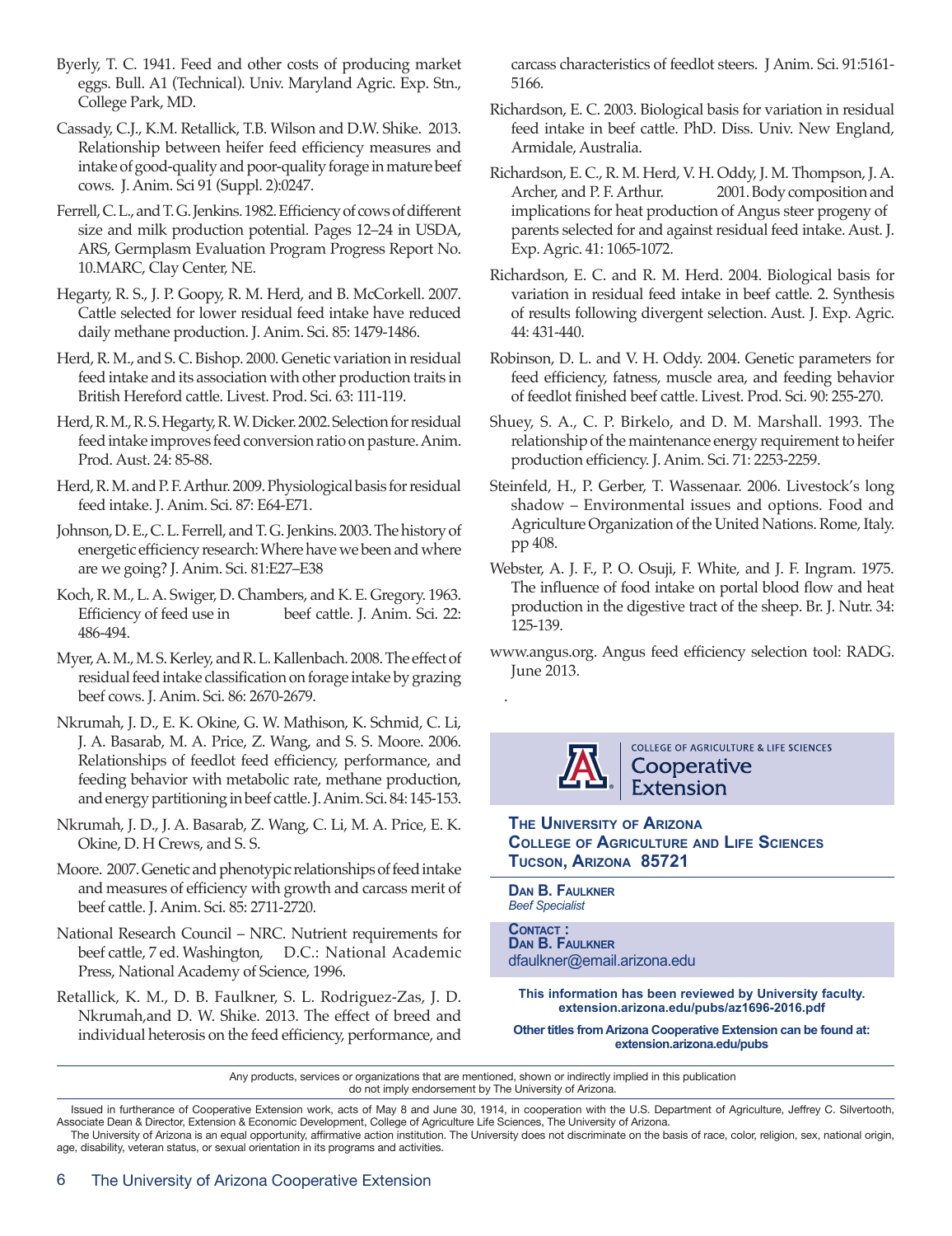Byerly, T. C. 1941. Feed and other costs of producing market eggs. Bull. A1 (Technical). Univ. Maryland Agric. Exp. Stn., College Park, MD.

Cassady, C.J., K.M. Retallick, T.B. Wilson and D.W. Shike. 2013. Relationship between heifer feed efficiency measures and intake of good-quality and poor-quality forage in mature beef cows. J. Anim. Sci 91 (Suppl. 2):0247.

Ferrell, C. L., and T. G. Jenkins. 1982. Efficiency of cows of different size and milk production potential. Pages 12–24 in USDA, ARS, Germplasm Evaluation Program Progress Report No. 10.MARC, Clay Center, NE.

Hegarty, R. S., J. P. Goopy, R. M. Herd, and B. McCorkell. 2007. Cattle selected for lower residual feed intake have reduced daily methane production. J. Anim. Sci. 85: 1479-1486.

Herd, R. M., and S. C. Bishop. 2000. Genetic variation in residual feed intake and its association with other production traits in British Hereford cattle. Livest. Prod. Sci. 63: 111-119.

Herd, R. M., R. S. Hegarty, R. W. Dicker. 2002. Selection for residual feed intake improves feed conversion ratio on pasture. Anim. Prod. Aust. 24: 85-88.

Herd, R. M. and P. F. Arthur. 2009. Physiological basis for residual feed intake. J. Anim. Sci. 87: E64-E71.

Johnson, D. E., C. L. Ferrell, and T. G. Jenkins. 2003. The history of energetic efficiency research: Where have we been and where are we going? J. Anim. Sci. 81:E27–E38

Koch, R. M., L. A. Swiger, D. Chambers, and K. E. Gregory. 1963. Efficiency of feed use in beef cattle. J. Anim. Sci. 22: 486-494.

Myer, A. M., M. S. Kerley, and R. L. Kallenbach. 2008. The effect of residual feed intake classification on forage intake by grazing beef cows. J. Anim. Sci. 86: 2670-2679.

Nkrumah, J. D., E. K. Okine, G. W. Mathison, K. Schmid, C. Li, J. A. Basarab, M. A. Price, Z. Wang, and S. S. Moore. 2006. Relationships of feedlot feed efficiency, performance, and feeding behavior with metabolic rate, methane production, and energy partitioning in beef cattle. J. Anim. Sci. 84: 145-153.

Nkrumah, J. D., J. A. Basarab, Z. Wang, C. Li, M. A. Price, E. K. Okine, D. H Crews, and S. S.

Moore. 2007. Genetic and phenotypic relationships of feed intake and measures of efficiency with growth and carcass merit of beef cattle. J. Anim. Sci. 85: 2711-2720.

National Research Council – NRC. Nutrient requirements for beef cattle, 7 ed. Washington, D.C.: National Academic Press, National Academy of Science, 1996.

Retallick, K. M., D. B. Faulkner, S. L. Rodriguez-Zas, J. D. Nkrumah,and D. W. Shike. 2013. The effect of breed and individual heterosis on the feed efficiency, performance, and carcass characteristics of feedlot steers. J Anim. Sci. 91:5161-5166.

Richardson, E. C. 2003. Biological basis for variation in residual feed intake in beef cattle. PhD. Diss. Univ. New England, Armidale, Australia.

Richardson, E. C., R. M. Herd, V. H. Oddy, J. M. Thompson, J. A. Archer, and P. F. Arthur. 2001. Body composition and implications for heat production of Angus steer progeny of parents selected for and against residual feed intake. Aust. J. Exp. Agric. 41: 1065-1072.

Richardson, E. C. and R. M. Herd. 2004. Biological basis for variation in residual feed intake in beef cattle. 2. Synthesis of results following divergent selection. Aust. J. Exp. Agric. 44: 431-440.

Robinson, D. L. and V. H. Oddy. 2004. Genetic parameters for feed efficiency, fatness, muscle area, and feeding behavior of feedlot finished beef cattle. Livest. Prod. Sci. 90: 255-270.

Shuey, S. A., C. P. Birkelo, and D. M. Marshall. 1993. The relationship of the maintenance energy requirement to heifer production efficiency. J. Anim. Sci. 71: 2253-2259.

Steinfeld, H., P. Gerber, T. Wassenaar. 2006. Livestock's long shadow – Environmental issues and options. Food and Agriculture Organization of the United Nations. Rome, Italy. pp 408.

Webster, A. J. F., P. O. Osuji, F. White, and J. F. Ingram. 1975. The influence of food intake on portal blood flow and heat production in the digestive tract of the sheep. Br. J. Nutr. 34: 125-139.

www.angus.org. Angus feed efficiency selection tool: RADG. June 2013.

COLLEGE OF AGRICULTURE & LIFE SCIENCES
Cooperative Extension

**The University of Arizona**
**College of Agriculture and Life Sciences**
**Tucson, Arizona 85721**

**Dan B. Faulkner**
*Beef Specialist*

**Contact :**
**Dan B. Faulkner**
dfaulkner@email.arizona.edu

**This information has been reviewed by University faculty.**
**extension.arizona.edu/pubs/az1696-2016.pdf**

**Other titles from Arizona Cooperative Extension can be found at:**
**extension.arizona.edu/pubs**

Any products, services or organizations that are mentioned, shown or indirectly implied in this publication do not imply endorsement by The University of Arizona.

Issued in furtherance of Cooperative Extension work, acts of May 8 and June 30, 1914, in cooperation with the U.S. Department of Agriculture, Jeffrey C. Silvertooth, Associate Dean & Director, Extension & Economic Development, College of Agriculture Life Sciences, The University of Arizona.
The University of Arizona is an equal opportunity, affirmative action institution. The University does not discriminate on the basis of race, color, religion, sex, national origin, age, disability, veteran status, or sexual orientation in its programs and activities.